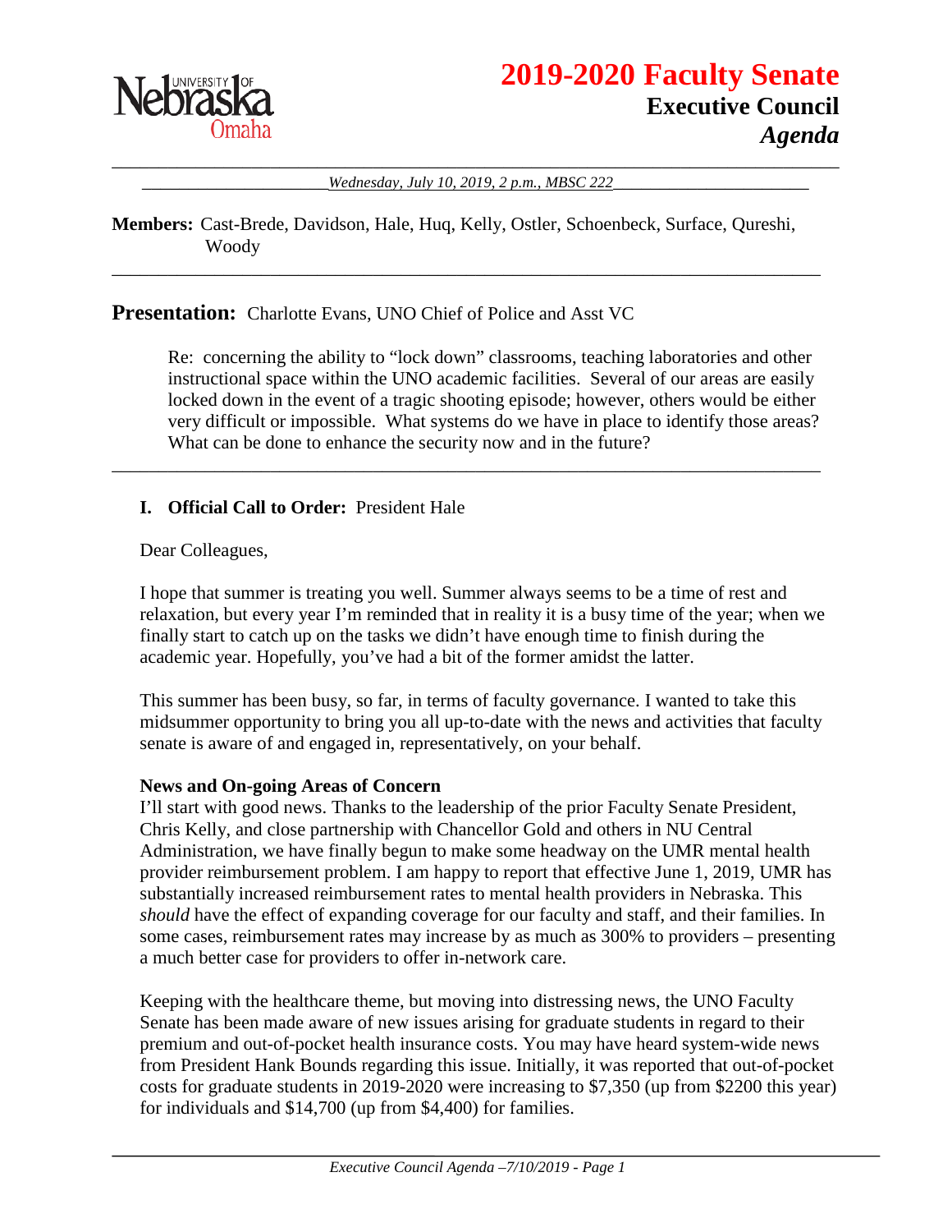# 2019-2020 Faculty Senate

## Executive Council

### *Agenda*

*Wednesday, July 10, 2019, 2 p.m., MBSC 222*

**Members:** Cast-Brede, Davidson, Hale, Huq, Kelly, Ostler, Schoenbeck, Surface, Qureshi, Woody

---

**Presentation:** Charlotte Evans, UNO Chief of Police and Asst VC

Re: concerning the ability to "lock down" classrooms, teaching laboratories and other instructional space within the UNO academic facilities. Several of our areas are easily locked down in the event of a tragic shooting episode; however, others would be either very difficult or impossible. What systems do we have in place to identify those areas? What can be done to enhance the security now and in the future?

---

**I. Official Call to Order:** President Hale

Dear Colleagues,

I hope that summer is treating you well. Summer always seems to be a time of rest and relaxation, but every year I'm reminded that in reality it is a busy time of the year; when we finally start to catch up on the tasks we didn't have enough time to finish during the academic year. Hopefully, you've had a bit of the former amidst the latter.

This summer has been busy, so far, in terms of faculty governance. I wanted to take this midsummer opportunity to bring you all up-to-date with the news and activities that faculty senate is aware of and engaged in, representatively, on your behalf.

**News and On-going Areas of Concern**

I'll start with good news. Thanks to the leadership of the prior Faculty Senate President, Chris Kelly, and close partnership with Chancellor Gold and others in NU Central Administration, we have finally begun to make some headway on the UMR mental health provider reimbursement problem. I am happy to report that effective June 1, 2019, UMR has substantially increased reimbursement rates to mental health providers in Nebraska. This *should* have the effect of expanding coverage for our faculty and staff, and their families. In some cases, reimbursement rates may increase by as much as 300% to providers – presenting a much better case for providers to offer in-network care.

Keeping with the healthcare theme, but moving into distressing news, the UNO Faculty Senate has been made aware of new issues arising for graduate students in regard to their premium and out-of-pocket health insurance costs. You may have heard system-wide news from President Hank Bounds regarding this issue. Initially, it was reported that out-of-pocket costs for graduate students in 2019-2020 were increasing to $7,350 (up from $2200 this year) for individuals and $14,700 (up from $4,400) for families.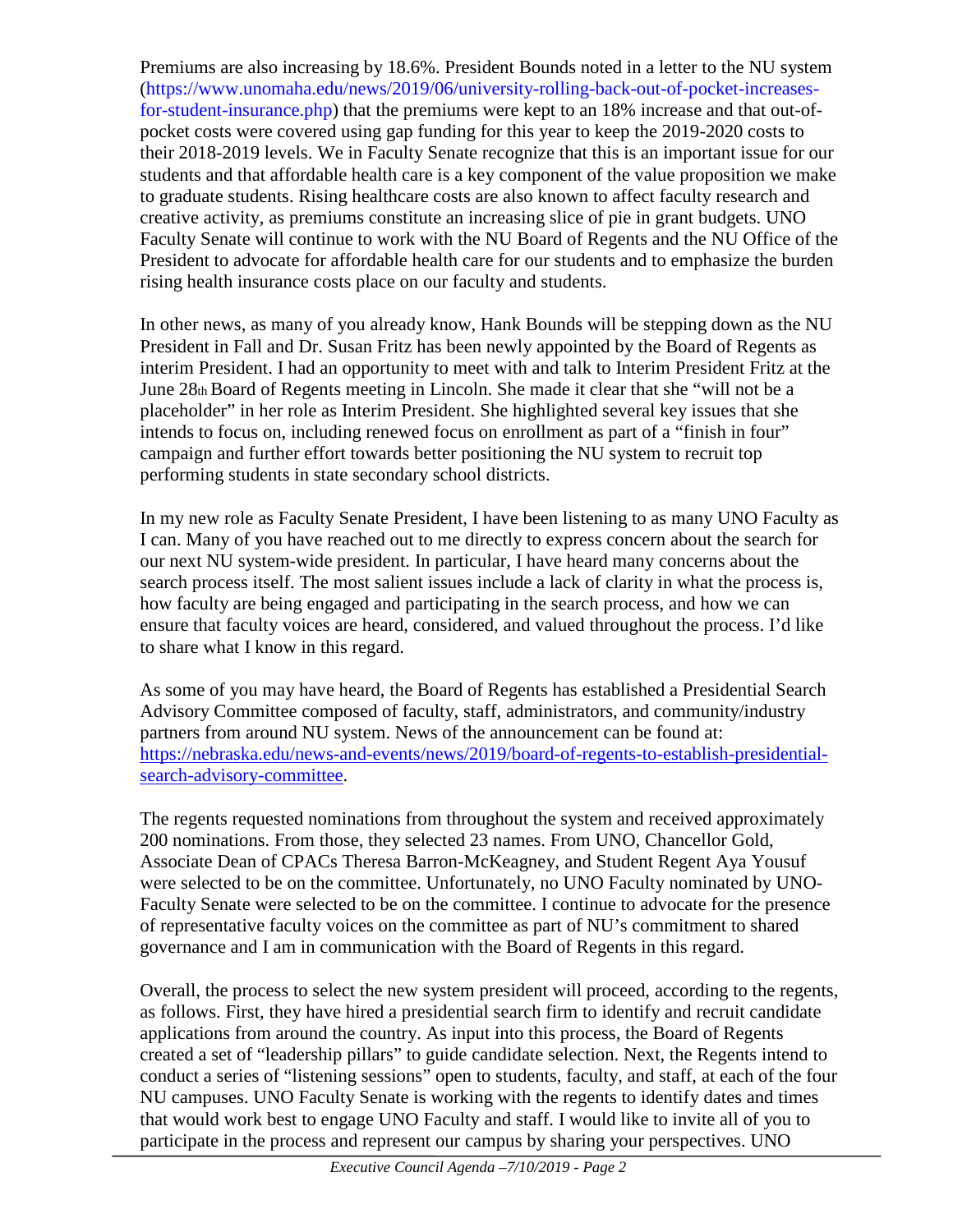Premiums are also increasing by 18.6%. President Bounds noted in a letter to the NU system (https://www.unomaha.edu/news/2019/06/university-rolling-back-out-of-pocket-increases-for-student-insurance.php) that the premiums were kept to an 18% increase and that out-of-pocket costs were covered using gap funding for this year to keep the 2019-2020 costs to their 2018-2019 levels. We in Faculty Senate recognize that this is an important issue for our students and that affordable health care is a key component of the value proposition we make to graduate students. Rising healthcare costs are also known to affect faculty research and creative activity, as premiums constitute an increasing slice of pie in grant budgets. UNO Faculty Senate will continue to work with the NU Board of Regents and the NU Office of the President to advocate for affordable health care for our students and to emphasize the burden rising health insurance costs place on our faculty and students.

In other news, as many of you already know, Hank Bounds will be stepping down as the NU President in Fall and Dr. Susan Fritz has been newly appointed by the Board of Regents as interim President. I had an opportunity to meet with and talk to Interim President Fritz at the June 28th Board of Regents meeting in Lincoln. She made it clear that she "will not be a placeholder" in her role as Interim President. She highlighted several key issues that she intends to focus on, including renewed focus on enrollment as part of a "finish in four" campaign and further effort towards better positioning the NU system to recruit top performing students in state secondary school districts.

In my new role as Faculty Senate President, I have been listening to as many UNO Faculty as I can. Many of you have reached out to me directly to express concern about the search for our next NU system-wide president. In particular, I have heard many concerns about the search process itself. The most salient issues include a lack of clarity in what the process is, how faculty are being engaged and participating in the search process, and how we can ensure that faculty voices are heard, considered, and valued throughout the process. I'd like to share what I know in this regard.

As some of you may have heard, the Board of Regents has established a Presidential Search Advisory Committee composed of faculty, staff, administrators, and community/industry partners from around NU system. News of the announcement can be found at: https://nebraska.edu/news-and-events/news/2019/board-of-regents-to-establish-presidential-search-advisory-committee.

The regents requested nominations from throughout the system and received approximately 200 nominations. From those, they selected 23 names. From UNO, Chancellor Gold, Associate Dean of CPACs Theresa Barron-McKeagney, and Student Regent Aya Yousuf were selected to be on the committee. Unfortunately, no UNO Faculty nominated by UNO-Faculty Senate were selected to be on the committee. I continue to advocate for the presence of representative faculty voices on the committee as part of NU's commitment to shared governance and I am in communication with the Board of Regents in this regard.

Overall, the process to select the new system president will proceed, according to the regents, as follows. First, they have hired a presidential search firm to identify and recruit candidate applications from around the country. As input into this process, the Board of Regents created a set of "leadership pillars" to guide candidate selection. Next, the Regents intend to conduct a series of "listening sessions" open to students, faculty, and staff, at each of the four NU campuses. UNO Faculty Senate is working with the regents to identify dates and times that would work best to engage UNO Faculty and staff. I would like to invite all of you to participate in the process and represent our campus by sharing your perspectives. UNO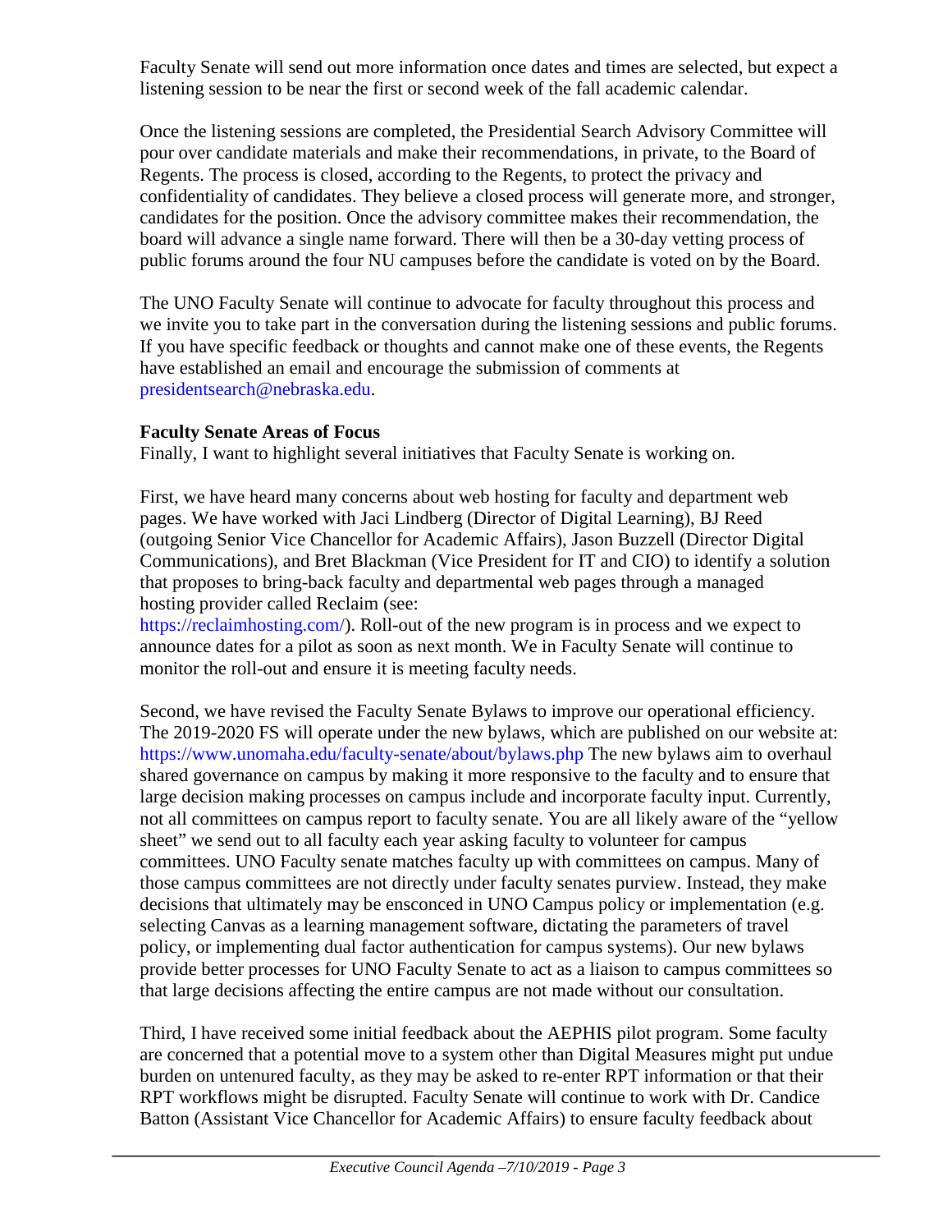Faculty Senate will send out more information once dates and times are selected, but expect a listening session to be near the first or second week of the fall academic calendar.

Once the listening sessions are completed, the Presidential Search Advisory Committee will pour over candidate materials and make their recommendations, in private, to the Board of Regents. The process is closed, according to the Regents, to protect the privacy and confidentiality of candidates. They believe a closed process will generate more, and stronger, candidates for the position. Once the advisory committee makes their recommendation, the board will advance a single name forward. There will then be a 30-day vetting process of public forums around the four NU campuses before the candidate is voted on by the Board.

The UNO Faculty Senate will continue to advocate for faculty throughout this process and we invite you to take part in the conversation during the listening sessions and public forums. If you have specific feedback or thoughts and cannot make one of these events, the Regents have established an email and encourage the submission of comments at presidentsearch@nebraska.edu.

**Faculty Senate Areas of Focus**

Finally, I want to highlight several initiatives that Faculty Senate is working on.

First, we have heard many concerns about web hosting for faculty and department web pages. We have worked with Jaci Lindberg (Director of Digital Learning), BJ Reed (outgoing Senior Vice Chancellor for Academic Affairs), Jason Buzzell (Director Digital Communications), and Bret Blackman (Vice President for IT and CIO) to identify a solution that proposes to bring-back faculty and departmental web pages through a managed hosting provider called Reclaim (see: https://reclaimhosting.com/). Roll-out of the new program is in process and we expect to announce dates for a pilot as soon as next month. We in Faculty Senate will continue to monitor the roll-out and ensure it is meeting faculty needs.

Second, we have revised the Faculty Senate Bylaws to improve our operational efficiency. The 2019-2020 FS will operate under the new bylaws, which are published on our website at: https://www.unomaha.edu/faculty-senate/about/bylaws.php The new bylaws aim to overhaul shared governance on campus by making it more responsive to the faculty and to ensure that large decision making processes on campus include and incorporate faculty input. Currently, not all committees on campus report to faculty senate. You are all likely aware of the "yellow sheet" we send out to all faculty each year asking faculty to volunteer for campus committees. UNO Faculty senate matches faculty up with committees on campus. Many of those campus committees are not directly under faculty senates purview. Instead, they make decisions that ultimately may be ensconced in UNO Campus policy or implementation (e.g. selecting Canvas as a learning management software, dictating the parameters of travel policy, or implementing dual factor authentication for campus systems). Our new bylaws provide better processes for UNO Faculty Senate to act as a liaison to campus committees so that large decisions affecting the entire campus are not made without our consultation.

Third, I have received some initial feedback about the AEPHIS pilot program. Some faculty are concerned that a potential move to a system other than Digital Measures might put undue burden on untenured faculty, as they may be asked to re-enter RPT information or that their RPT workflows might be disrupted. Faculty Senate will continue to work with Dr. Candice Batton (Assistant Vice Chancellor for Academic Affairs) to ensure faculty feedback about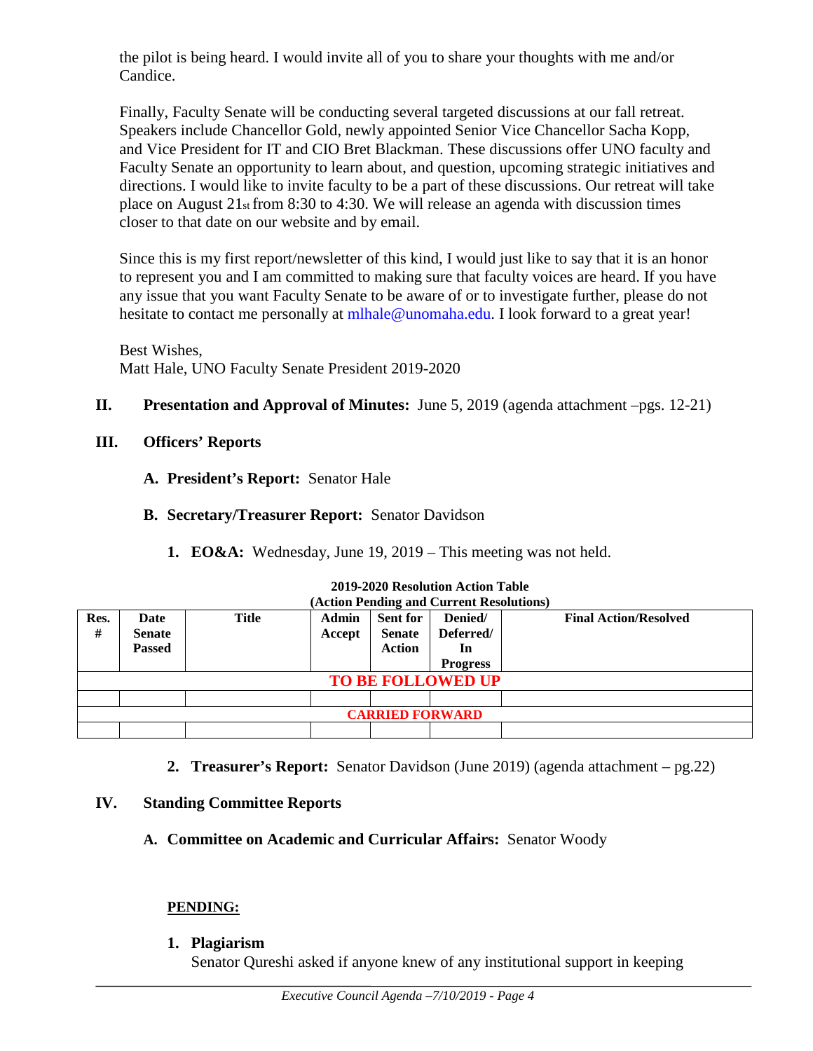the pilot is being heard. I would invite all of you to share your thoughts with me and/or Candice.

Finally, Faculty Senate will be conducting several targeted discussions at our fall retreat. Speakers include Chancellor Gold, newly appointed Senior Vice Chancellor Sacha Kopp, and Vice President for IT and CIO Bret Blackman. These discussions offer UNO faculty and Faculty Senate an opportunity to learn about, and question, upcoming strategic initiatives and directions. I would like to invite faculty to be a part of these discussions. Our retreat will take place on August 21st from 8:30 to 4:30. We will release an agenda with discussion times closer to that date on our website and by email.

Since this is my first report/newsletter of this kind, I would just like to say that it is an honor to represent you and I am committed to making sure that faculty voices are heard. If you have any issue that you want Faculty Senate to be aware of or to investigate further, please do not hesitate to contact me personally at mlhale@unomaha.edu. I look forward to a great year!

Best Wishes,
Matt Hale, UNO Faculty Senate President 2019-2020

## II. Presentation and Approval of Minutes: June 5, 2019 (agenda attachment –pgs. 12-21)

## III. Officers' Reports

**A. President's Report:** Senator Hale

**B. Secretary/Treasurer Report:** Senator Davidson

1. **EO&A:** Wednesday, June 19, 2019 – This meeting was not held.

**2019-2020 Resolution Action Table**
**(Action Pending and Current Resolutions)**

| Res. # | Date Senate Passed | Title | Admin Accept | Sent for Senate Action | Denied/ Deferred/ In Progress | Final Action/Resolved |
|---|---|---|---|---|---|---|
| **TO BE FOLLOWED UP** | | | | | | |
| | | | | | | |
| **CARRIED FORWARD** | | | | | | |
| | | | | | | |

2. **Treasurer's Report:** Senator Davidson (June 2019) (agenda attachment – pg.22)

## IV. Standing Committee Reports

**A. Committee on Academic and Curricular Affairs:** Senator Woody

**PENDING:**

1. **Plagiarism**
Senator Qureshi asked if anyone knew of any institutional support in keeping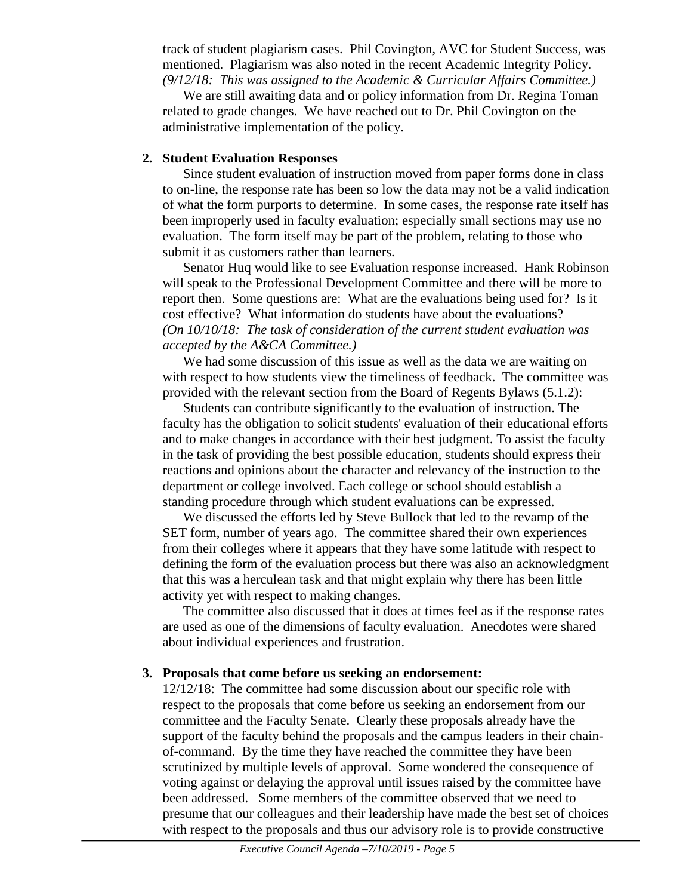track of student plagiarism cases. Phil Covington, AVC for Student Success, was mentioned. Plagiarism was also noted in the recent Academic Integrity Policy. *(9/12/18: This was assigned to the Academic & Curricular Affairs Committee.)*

We are still awaiting data and or policy information from Dr. Regina Toman related to grade changes. We have reached out to Dr. Phil Covington on the administrative implementation of the policy.

**2. Student Evaluation Responses**

Since student evaluation of instruction moved from paper forms done in class to on-line, the response rate has been so low the data may not be a valid indication of what the form purports to determine. In some cases, the response rate itself has been improperly used in faculty evaluation; especially small sections may use no evaluation. The form itself may be part of the problem, relating to those who submit it as customers rather than learners.

Senator Huq would like to see Evaluation response increased. Hank Robinson will speak to the Professional Development Committee and there will be more to report then. Some questions are: What are the evaluations being used for? Is it cost effective? What information do students have about the evaluations? *(On 10/10/18: The task of consideration of the current student evaluation was accepted by the A&CA Committee.)*

We had some discussion of this issue as well as the data we are waiting on with respect to how students view the timeliness of feedback. The committee was provided with the relevant section from the Board of Regents Bylaws (5.1.2):

Students can contribute significantly to the evaluation of instruction. The faculty has the obligation to solicit students' evaluation of their educational efforts and to make changes in accordance with their best judgment. To assist the faculty in the task of providing the best possible education, students should express their reactions and opinions about the character and relevancy of the instruction to the department or college involved. Each college or school should establish a standing procedure through which student evaluations can be expressed.

We discussed the efforts led by Steve Bullock that led to the revamp of the SET form, number of years ago. The committee shared their own experiences from their colleges where it appears that they have some latitude with respect to defining the form of the evaluation process but there was also an acknowledgment that this was a herculean task and that might explain why there has been little activity yet with respect to making changes.

The committee also discussed that it does at times feel as if the response rates are used as one of the dimensions of faculty evaluation. Anecdotes were shared about individual experiences and frustration.

**3. Proposals that come before us seeking an endorsement:**

12/12/18: The committee had some discussion about our specific role with respect to the proposals that come before us seeking an endorsement from our committee and the Faculty Senate. Clearly these proposals already have the support of the faculty behind the proposals and the campus leaders in their chain-of-command. By the time they have reached the committee they have been scrutinized by multiple levels of approval. Some wondered the consequence of voting against or delaying the approval until issues raised by the committee have been addressed. Some members of the committee observed that we need to presume that our colleagues and their leadership have made the best set of choices with respect to the proposals and thus our advisory role is to provide constructive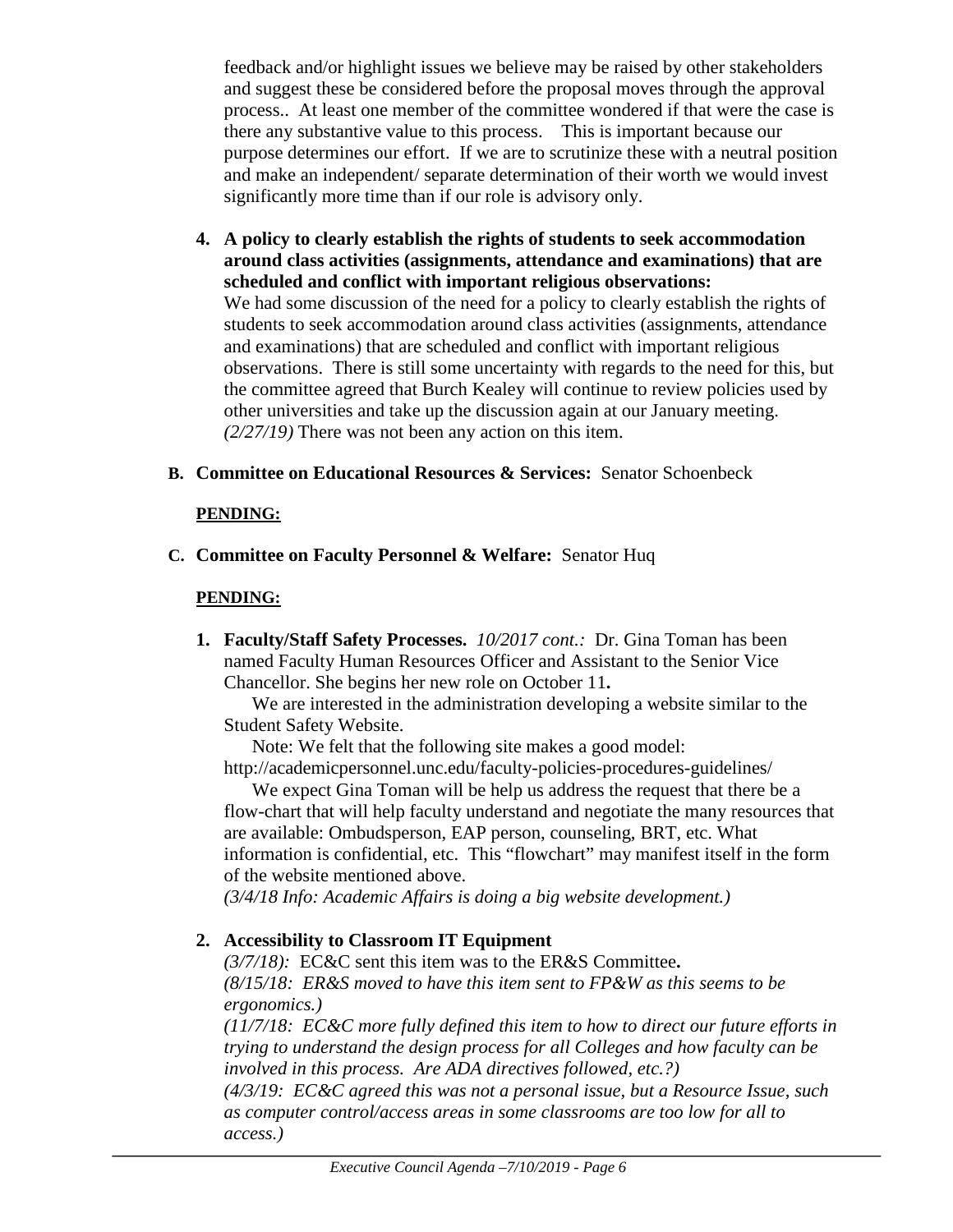feedback and/or highlight issues we believe may be raised by other stakeholders and suggest these be considered before the proposal moves through the approval process.. At least one member of the committee wondered if that were the case is there any substantive value to this process. This is important because our purpose determines our effort. If we are to scrutinize these with a neutral position and make an independent/ separate determination of their worth we would invest significantly more time than if our role is advisory only.

4. **A policy to clearly establish the rights of students to seek accommodation around class activities (assignments, attendance and examinations) that are scheduled and conflict with important religious observations:** We had some discussion of the need for a policy to clearly establish the rights of students to seek accommodation around class activities (assignments, attendance and examinations) that are scheduled and conflict with important religious observations. There is still some uncertainty with regards to the need for this, but the committee agreed that Burch Kealey will continue to review policies used by other universities and take up the discussion again at our January meeting. *(2/27/19)* There was not been any action on this item.

**B. Committee on Educational Resources & Services:** Senator Schoenbeck

**PENDING:**

**C. Committee on Faculty Personnel & Welfare:** Senator Huq

**PENDING:**

1. **Faculty/Staff Safety Processes.** *10/2017 cont.:* Dr. Gina Toman has been named Faculty Human Resources Officer and Assistant to the Senior Vice Chancellor. She begins her new role on October 11**.**

   We are interested in the administration developing a website similar to the Student Safety Website.

   Note: We felt that the following site makes a good model: http://academicpersonnel.unc.edu/faculty-policies-procedures-guidelines/

   We expect Gina Toman will be help us address the request that there be a flow-chart that will help faculty understand and negotiate the many resources that are available: Ombudsperson, EAP person, counseling, BRT, etc. What information is confidential, etc. This "flowchart" may manifest itself in the form of the website mentioned above.

   *(3/4/18 Info: Academic Affairs is doing a big website development.)*

2. **Accessibility to Classroom IT Equipment**

   *(3/7/18):* EC&C sent this item was to the ER&S Committee**.**

   *(8/15/18: ER&S moved to have this item sent to FP&W as this seems to be ergonomics.)*

   *(11/7/18: EC&C more fully defined this item to how to direct our future efforts in trying to understand the design process for all Colleges and how faculty can be involved in this process. Are ADA directives followed, etc.?)*

   *(4/3/19: EC&C agreed this was not a personal issue, but a Resource Issue, such as computer control/access areas in some classrooms are too low for all to access.)*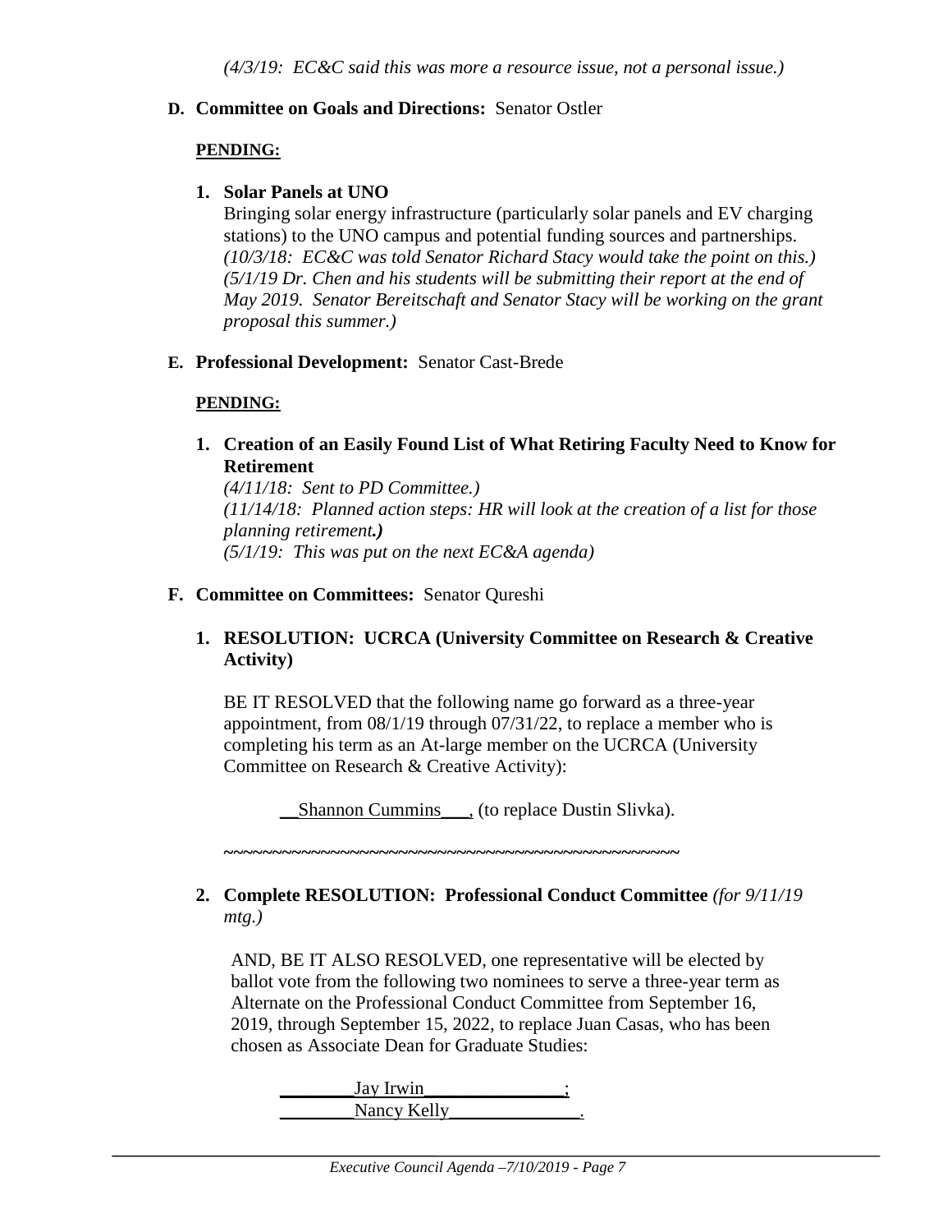*(4/3/19: EC&C said this was more a resource issue, not a personal issue.)*

**D. Committee on Goals and Directions:** Senator Ostler

**PENDING:**

1. **Solar Panels at UNO**
   Bringing solar energy infrastructure (particularly solar panels and EV charging stations) to the UNO campus and potential funding sources and partnerships.
   *(10/3/18: EC&C was told Senator Richard Stacy would take the point on this.)*
   *(5/1/19 Dr. Chen and his students will be submitting their report at the end of May 2019. Senator Bereitschaft and Senator Stacy will be working on the grant proposal this summer.)*

**E. Professional Development:** Senator Cast-Brede

**PENDING:**

1. **Creation of an Easily Found List of What Retiring Faculty Need to Know for Retirement**
   *(4/11/18: Sent to PD Committee.)*
   *(11/14/18: Planned action steps: HR will look at the creation of a list for those planning retirement.)*
   *(5/1/19: This was put on the next EC&A agenda)*

**F. Committee on Committees:** Senator Qureshi

1. **RESOLUTION: UCRCA (University Committee on Research & Creative Activity)**

   BE IT RESOLVED that the following name go forward as a three-year appointment, from 08/1/19 through 07/31/22, to replace a member who is completing his term as an At-large member on the UCRCA (University Committee on Research & Creative Activity):

   __Shannon Cummins___, (to replace Dustin Slivka).

   ~~~~~~~~~~~~~~~~~~~~~~~~~~~~~~~~~~~~~~~~~~~~~~~~

2. **Complete RESOLUTION: Professional Conduct Committee** *(for 9/11/19 mtg.)*

   AND, BE IT ALSO RESOLVED, one representative will be elected by ballot vote from the following two nominees to serve a three-year term as Alternate on the Professional Conduct Committee from September 16, 2019, through September 15, 2022, to replace Juan Casas, who has been chosen as Associate Dean for Graduate Studies:

   ________Jay Irwin_______________;
   ________Nancy Kelly______________.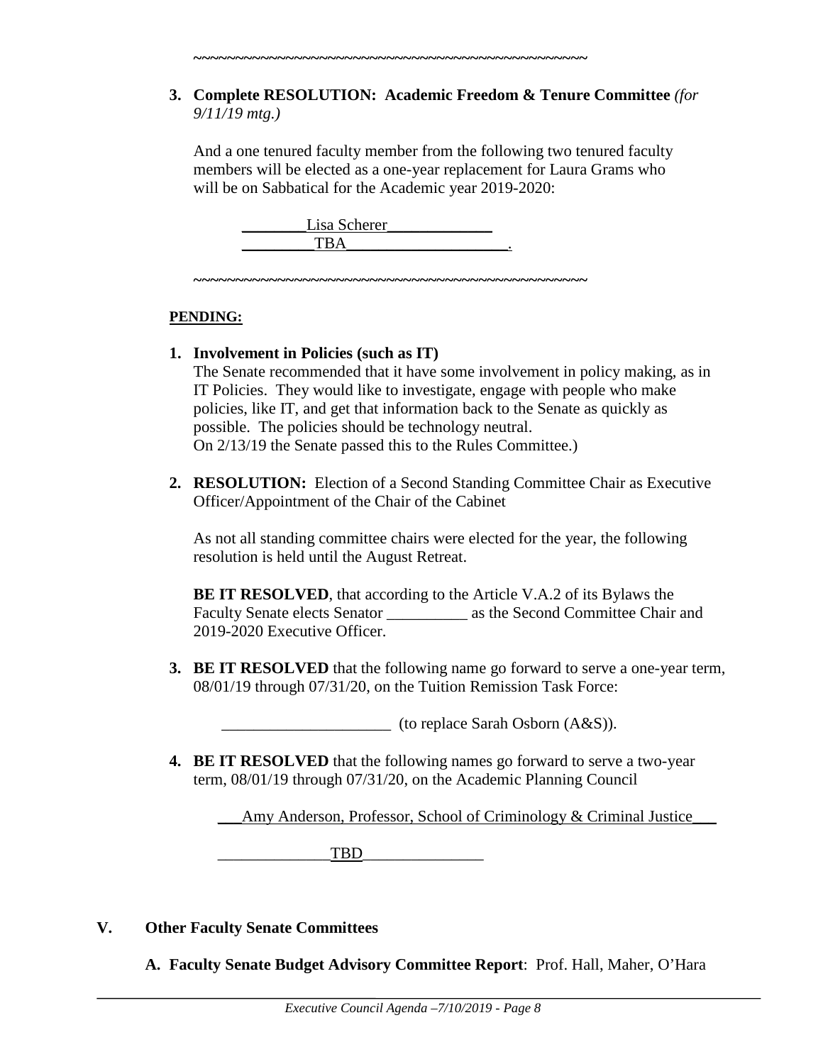~~~~~~~~~~~~~~~~~~~~~~~~~~~~~~~~~~~~~~~~~~~~~~~~

3. **Complete RESOLUTION: Academic Freedom & Tenure Committee** *(for 9/11/19 mtg.)*

   And a one tenured faculty member from the following two tenured faculty members will be elected as a one-year replacement for Laura Grams who will be on Sabbatical for the Academic year 2019-2020:

   ________Lisa Scherer_____________
   _________TBA____________________.

~~~~~~~~~~~~~~~~~~~~~~~~~~~~~~~~~~~~~~~~~~~~~~~~

**PENDING:**

1. **Involvement in Policies (such as IT)**
   The Senate recommended that it have some involvement in policy making, as in IT Policies. They would like to investigate, engage with people who make policies, like IT, and get that information back to the Senate as quickly as possible. The policies should be technology neutral.
   On 2/13/19 the Senate passed this to the Rules Committee.)

2. **RESOLUTION:** Election of a Second Standing Committee Chair as Executive Officer/Appointment of the Chair of the Cabinet

   As not all standing committee chairs were elected for the year, the following resolution is held until the August Retreat.

   **BE IT RESOLVED**, that according to the Article V.A.2 of its Bylaws the Faculty Senate elects Senator __________ as the Second Committee Chair and 2019-2020 Executive Officer.

3. **BE IT RESOLVED** that the following name go forward to serve a one-year term, 08/01/19 through 07/31/20, on the Tuition Remission Task Force:

   _____________________ (to replace Sarah Osborn (A&S)).

4. **BE IT RESOLVED** that the following names go forward to serve a two-year term, 08/01/19 through 07/31/20, on the Academic Planning Council

   ___Amy Anderson, Professor, School of Criminology & Criminal Justice___

   ______________TBD_______________

## V. Other Faculty Senate Committees

**A. Faculty Senate Budget Advisory Committee Report**: Prof. Hall, Maher, O'Hara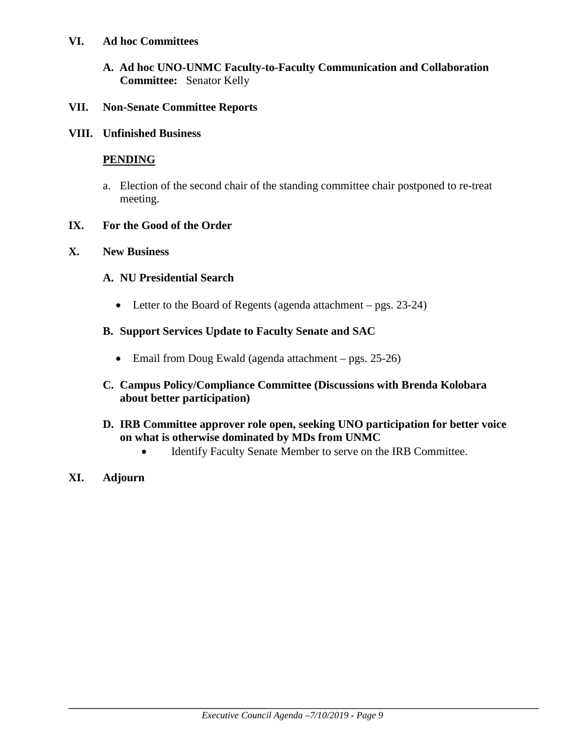## VI. Ad hoc Committees

**A. Ad hoc UNO-UNMC Faculty-to-Faculty Communication and Collaboration Committee:** Senator Kelly

## VII. Non-Senate Committee Reports

## VIII. Unfinished Business

**PENDING**

a. Election of the second chair of the standing committee chair postponed to re-treat meeting.

## IX. For the Good of the Order

## X. New Business

**A. NU Presidential Search**

- Letter to the Board of Regents (agenda attachment – pgs. 23-24)

**B. Support Services Update to Faculty Senate and SAC**

- Email from Doug Ewald (agenda attachment – pgs. 25-26)

**C. Campus Policy/Compliance Committee (Discussions with Brenda Kolobara about better participation)**

**D. IRB Committee approver role open, seeking UNO participation for better voice on what is otherwise dominated by MDs from UNMC**

- Identify Faculty Senate Member to serve on the IRB Committee.

## XI. Adjourn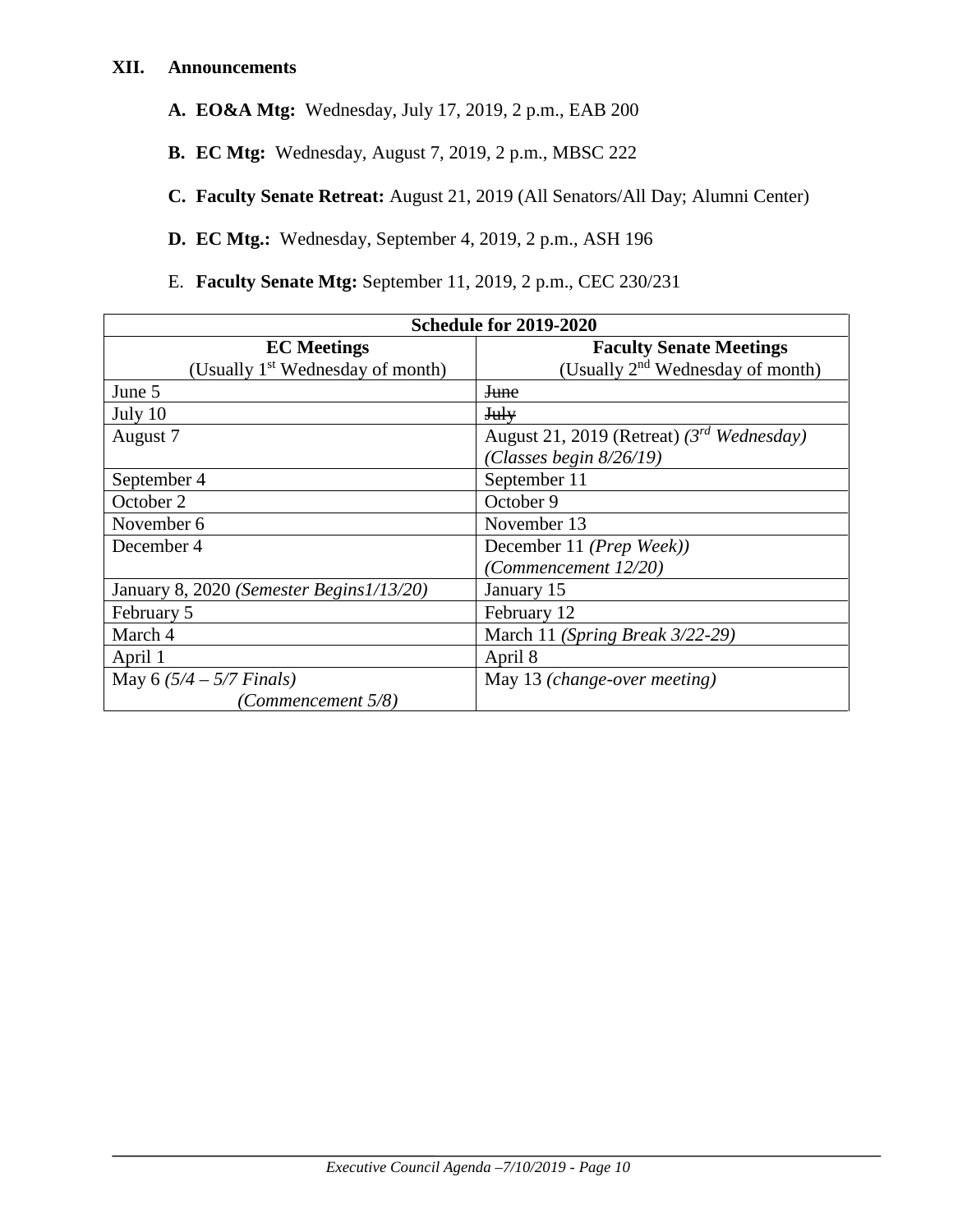## XII. Announcements

**A. EO&A Mtg:** Wednesday, July 17, 2019, 2 p.m., EAB 200

**B. EC Mtg:** Wednesday, August 7, 2019, 2 p.m., MBSC 222

**C. Faculty Senate Retreat:** August 21, 2019 (All Senators/All Day; Alumni Center)

**D. EC Mtg.:** Wednesday, September 4, 2019, 2 p.m., ASH 196

E. **Faculty Senate Mtg:** September 11, 2019, 2 p.m., CEC 230/231

| **Schedule for 2019-2020** | |
|---|---|
| **EC Meetings** (Usually 1st Wednesday of month) | **Faculty Senate Meetings** (Usually 2nd Wednesday of month) |
| June 5 | ~~June~~ |
| July 10 | ~~July~~ |
| August 7 | August 21, 2019 (Retreat) *(3rd Wednesday)* *(Classes begin 8/26/19)* |
| September 4 | September 11 |
| October 2 | October 9 |
| November 6 | November 13 |
| December 4 | December 11 *(Prep Week))* *(Commencement 12/20)* |
| January 8, 2020 *(Semester Begins1/13/20)* | January 15 |
| February 5 | February 12 |
| March 4 | March 11 *(Spring Break 3/22-29)* |
| April 1 | April 8 |
| May 6 *(5/4 – 5/7 Finals)* *(Commencement 5/8)* | May 13 *(change-over meeting)* |